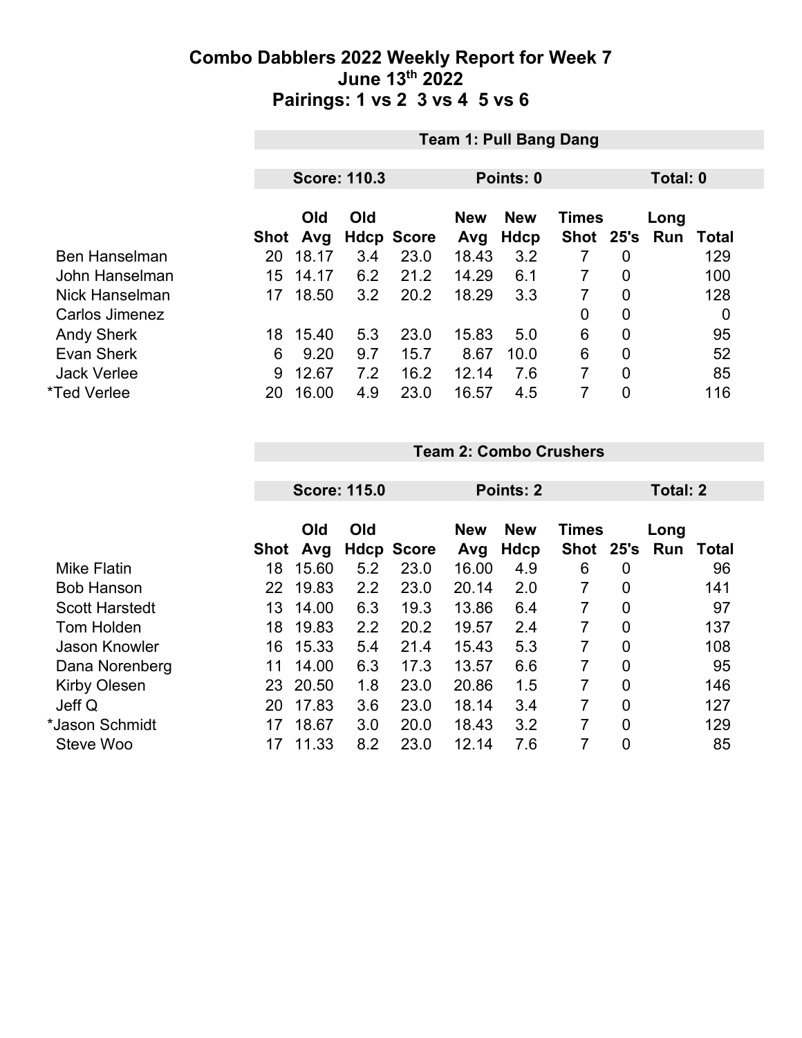# Combo Dabblers 2022 Weekly Report for Week 7
## June 13th 2022
## Pairings: 1 vs 2  3 vs 4  5 vs 6

### Team 1: Pull Bang Dang

**Score: 110.3** | **Points: 0** | **Total: 0**

| | Shot | Old Avg | Old Hdcp | Score | New Avg | New Hdcp | Times Shot | 25's | Long Run | Total |
|---|---|---|---|---|---|---|---|---|---|---|
| Ben Hanselman | 20 | 18.17 | 3.4 | 23.0 | 18.43 | 3.2 | 7 | 0 | | 129 |
| John Hanselman | 15 | 14.17 | 6.2 | 21.2 | 14.29 | 6.1 | 7 | 0 | | 100 |
| Nick Hanselman | 17 | 18.50 | 3.2 | 20.2 | 18.29 | 3.3 | 7 | 0 | | 128 |
| Carlos Jimenez | | | | | | | 0 | 0 | | 0 |
| Andy Sherk | 18 | 15.40 | 5.3 | 23.0 | 15.83 | 5.0 | 6 | 0 | | 95 |
| Evan Sherk | 6 | 9.20 | 9.7 | 15.7 | 8.67 | 10.0 | 6 | 0 | | 52 |
| Jack Verlee | 9 | 12.67 | 7.2 | 16.2 | 12.14 | 7.6 | 7 | 0 | | 85 |
| *Ted Verlee | 20 | 16.00 | 4.9 | 23.0 | 16.57 | 4.5 | 7 | 0 | | 116 |

### Team 2: Combo Crushers

**Score: 115.0** | **Points: 2** | **Total: 2**

| | Shot | Old Avg | Old Hdcp | Score | New Avg | New Hdcp | Times Shot | 25's | Long Run | Total |
|---|---|---|---|---|---|---|---|---|---|---|
| Mike Flatin | 18 | 15.60 | 5.2 | 23.0 | 16.00 | 4.9 | 6 | 0 | | 96 |
| Bob Hanson | 22 | 19.83 | 2.2 | 23.0 | 20.14 | 2.0 | 7 | 0 | | 141 |
| Scott Harstedt | 13 | 14.00 | 6.3 | 19.3 | 13.86 | 6.4 | 7 | 0 | | 97 |
| Tom Holden | 18 | 19.83 | 2.2 | 20.2 | 19.57 | 2.4 | 7 | 0 | | 137 |
| Jason Knowler | 16 | 15.33 | 5.4 | 21.4 | 15.43 | 5.3 | 7 | 0 | | 108 |
| Dana Norenberg | 11 | 14.00 | 6.3 | 17.3 | 13.57 | 6.6 | 7 | 0 | | 95 |
| Kirby Olesen | 23 | 20.50 | 1.8 | 23.0 | 20.86 | 1.5 | 7 | 0 | | 146 |
| Jeff Q | 20 | 17.83 | 3.6 | 23.0 | 18.14 | 3.4 | 7 | 0 | | 127 |
| *Jason Schmidt | 17 | 18.67 | 3.0 | 20.0 | 18.43 | 3.2 | 7 | 0 | | 129 |
| Steve Woo | 17 | 11.33 | 8.2 | 23.0 | 12.14 | 7.6 | 7 | 0 | | 85 |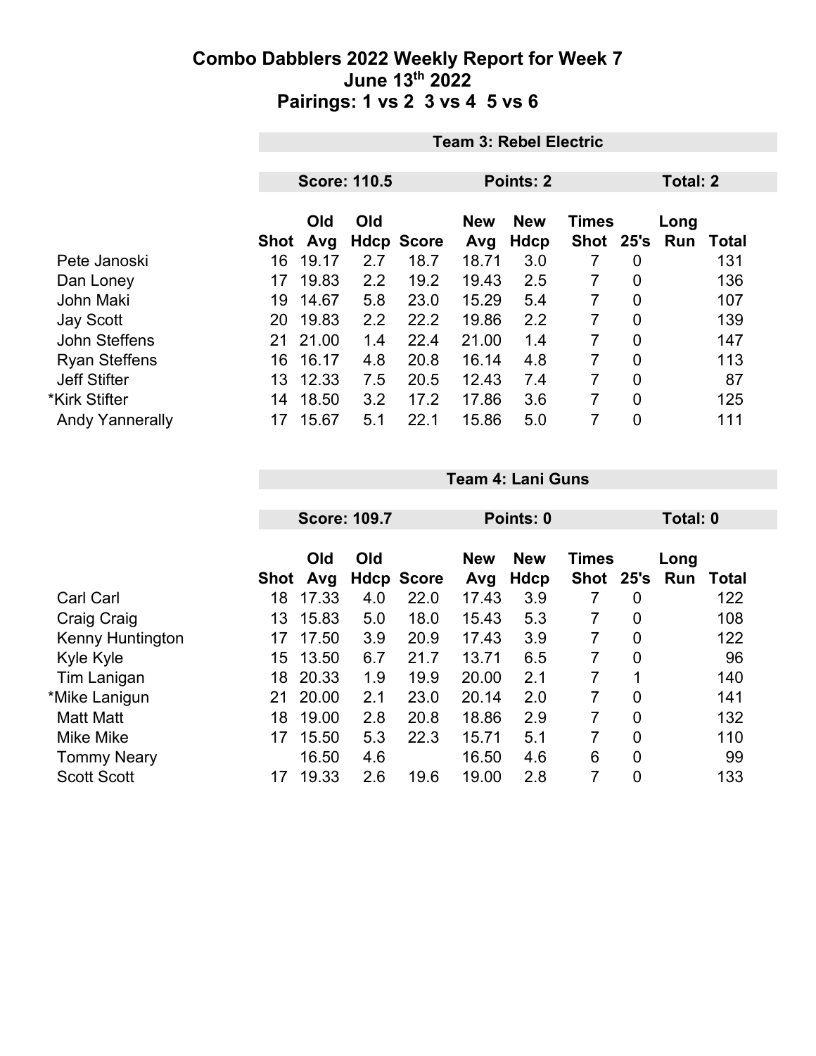# Combo Dabblers 2022 Weekly Report for Week 7
## June 13th 2022
## Pairings: 1 vs 2  3 vs 4  5 vs 6

**Team 3: Rebel Electric**

**Score: 110.5** | **Points: 2** | **Total: 2**

| | Shot | Old Avg | Old Hdcp | Score | New Avg | New Hdcp | Times Shot | 25's | Long Run | Total |
|---|---|---|---|---|---|---|---|---|---|---|
| Pete Janoski | 16 | 19.17 | 2.7 | 18.7 | 18.71 | 3.0 | 7 | 0 | | 131 |
| Dan Loney | 17 | 19.83 | 2.2 | 19.2 | 19.43 | 2.5 | 7 | 0 | | 136 |
| John Maki | 19 | 14.67 | 5.8 | 23.0 | 15.29 | 5.4 | 7 | 0 | | 107 |
| Jay Scott | 20 | 19.83 | 2.2 | 22.2 | 19.86 | 2.2 | 7 | 0 | | 139 |
| John Steffens | 21 | 21.00 | 1.4 | 22.4 | 21.00 | 1.4 | 7 | 0 | | 147 |
| Ryan Steffens | 16 | 16.17 | 4.8 | 20.8 | 16.14 | 4.8 | 7 | 0 | | 113 |
| Jeff Stifter | 13 | 12.33 | 7.5 | 20.5 | 12.43 | 7.4 | 7 | 0 | | 87 |
| *Kirk Stifter | 14 | 18.50 | 3.2 | 17.2 | 17.86 | 3.6 | 7 | 0 | | 125 |
| Andy Yannerally | 17 | 15.67 | 5.1 | 22.1 | 15.86 | 5.0 | 7 | 0 | | 111 |

**Team 4: Lani Guns**

**Score: 109.7** | **Points: 0** | **Total: 0**

| | Shot | Old Avg | Old Hdcp | Score | New Avg | New Hdcp | Times Shot | 25's | Long Run | Total |
|---|---|---|---|---|---|---|---|---|---|---|
| Carl Carl | 18 | 17.33 | 4.0 | 22.0 | 17.43 | 3.9 | 7 | 0 | | 122 |
| Craig Craig | 13 | 15.83 | 5.0 | 18.0 | 15.43 | 5.3 | 7 | 0 | | 108 |
| Kenny Huntington | 17 | 17.50 | 3.9 | 20.9 | 17.43 | 3.9 | 7 | 0 | | 122 |
| Kyle Kyle | 15 | 13.50 | 6.7 | 21.7 | 13.71 | 6.5 | 7 | 0 | | 96 |
| Tim Lanigan | 18 | 20.33 | 1.9 | 19.9 | 20.00 | 2.1 | 7 | 1 | | 140 |
| *Mike Lanigun | 21 | 20.00 | 2.1 | 23.0 | 20.14 | 2.0 | 7 | 0 | | 141 |
| Matt Matt | 18 | 19.00 | 2.8 | 20.8 | 18.86 | 2.9 | 7 | 0 | | 132 |
| Mike Mike | 17 | 15.50 | 5.3 | 22.3 | 15.71 | 5.1 | 7 | 0 | | 110 |
| Tommy Neary | | 16.50 | 4.6 | | 16.50 | 4.6 | 6 | 0 | | 99 |
| Scott Scott | 17 | 19.33 | 2.6 | 19.6 | 19.00 | 2.8 | 7 | 0 | | 133 |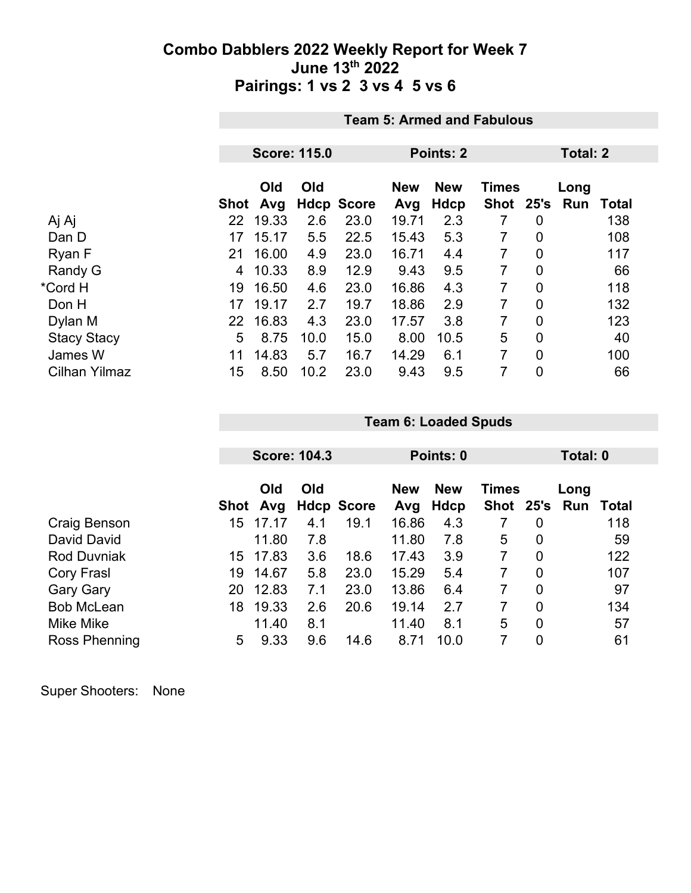# Combo Dabblers 2022 Weekly Report for Week 7
## June 13th 2022
## Pairings: 1 vs 2 3 vs 4 5 vs 6

**Team 5: Armed and Fabulous**

**Score: 115.0** | **Points: 2** | **Total: 2**

| | Shot | Old Avg | Old Hdcp | Score | New Avg | New Hdcp | Times Shot | 25's | Long Run | Total |
|---|---|---|---|---|---|---|---|---|---|---|
| Aj Aj | 22 | 19.33 | 2.6 | 23.0 | 19.71 | 2.3 | 7 | 0 | | 138 |
| Dan D | 17 | 15.17 | 5.5 | 22.5 | 15.43 | 5.3 | 7 | 0 | | 108 |
| Ryan F | 21 | 16.00 | 4.9 | 23.0 | 16.71 | 4.4 | 7 | 0 | | 117 |
| Randy G | 4 | 10.33 | 8.9 | 12.9 | 9.43 | 9.5 | 7 | 0 | | 66 |
| *Cord H | 19 | 16.50 | 4.6 | 23.0 | 16.86 | 4.3 | 7 | 0 | | 118 |
| Don H | 17 | 19.17 | 2.7 | 19.7 | 18.86 | 2.9 | 7 | 0 | | 132 |
| Dylan M | 22 | 16.83 | 4.3 | 23.0 | 17.57 | 3.8 | 7 | 0 | | 123 |
| Stacy Stacy | 5 | 8.75 | 10.0 | 15.0 | 8.00 | 10.5 | 5 | 0 | | 40 |
| James W | 11 | 14.83 | 5.7 | 16.7 | 14.29 | 6.1 | 7 | 0 | | 100 |
| Cilhan Yilmaz | 15 | 8.50 | 10.2 | 23.0 | 9.43 | 9.5 | 7 | 0 | | 66 |

**Team 6: Loaded Spuds**

**Score: 104.3** | **Points: 0** | **Total: 0**

| | Shot | Old Avg | Old Hdcp | Score | New Avg | New Hdcp | Times Shot | 25's | Long Run | Total |
|---|---|---|---|---|---|---|---|---|---|---|
| Craig Benson | 15 | 17.17 | 4.1 | 19.1 | 16.86 | 4.3 | 7 | 0 | | 118 |
| David David | | 11.80 | 7.8 | | 11.80 | 7.8 | 5 | 0 | | 59 |
| Rod Duvniak | 15 | 17.83 | 3.6 | 18.6 | 17.43 | 3.9 | 7 | 0 | | 122 |
| Cory Frasl | 19 | 14.67 | 5.8 | 23.0 | 15.29 | 5.4 | 7 | 0 | | 107 |
| Gary Gary | 20 | 12.83 | 7.1 | 23.0 | 13.86 | 6.4 | 7 | 0 | | 97 |
| Bob McLean | 18 | 19.33 | 2.6 | 20.6 | 19.14 | 2.7 | 7 | 0 | | 134 |
| Mike Mike | | 11.40 | 8.1 | | 11.40 | 8.1 | 5 | 0 | | 57 |
| Ross Phenning | 5 | 9.33 | 9.6 | 14.6 | 8.71 | 10.0 | 7 | 0 | | 61 |

Super Shooters: None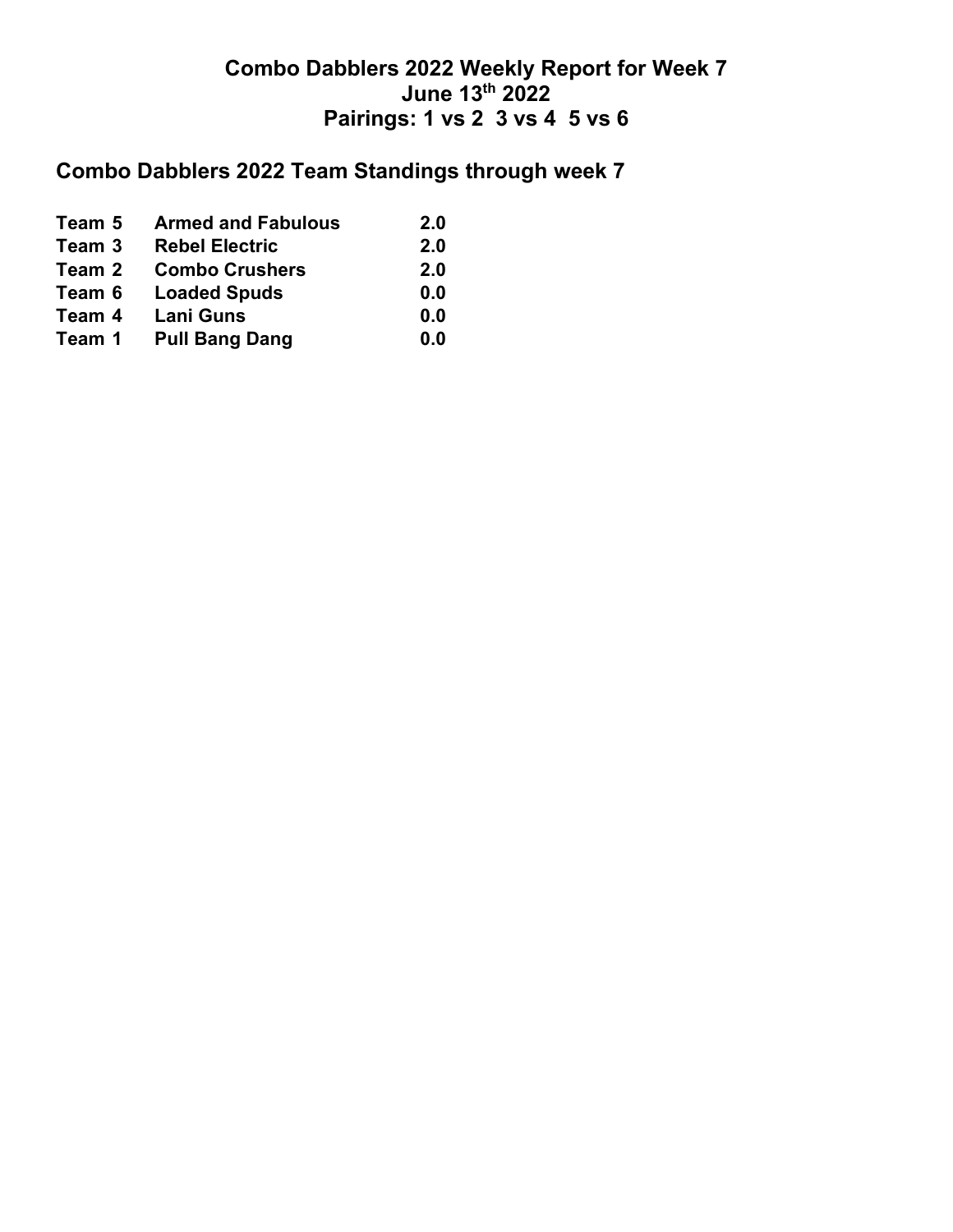# Combo Dabblers 2022 Weekly Report for Week 7
## June 13th 2022
## Pairings: 1 vs 2  3 vs 4  5 vs 6

## Combo Dabblers 2022 Team Standings through week 7

| | | |
|---|---|---|
| **Team 5** | **Armed and Fabulous** | **2.0** |
| **Team 3** | **Rebel Electric** | **2.0** |
| **Team 2** | **Combo Crushers** | **2.0** |
| **Team 6** | **Loaded Spuds** | **0.0** |
| **Team 4** | **Lani Guns** | **0.0** |
| **Team 1** | **Pull Bang Dang** | **0.0** |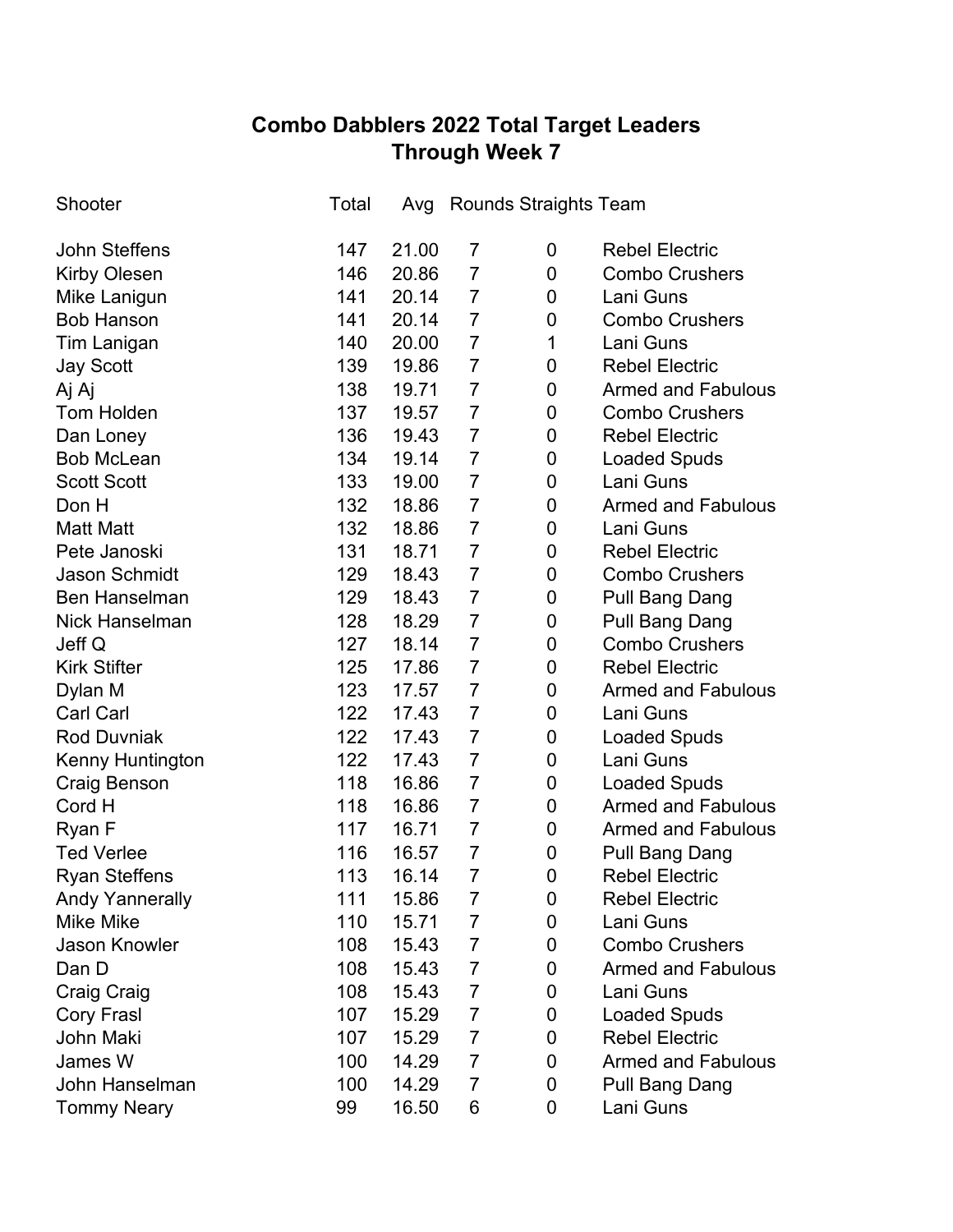# Combo Dabblers 2022 Total Target Leaders
## Through Week 7

| Shooter | Total | Avg | Rounds | Straights | Team |
|---|---|---|---|---|---|
| John Steffens | 147 | 21.00 | 7 | 0 | Rebel Electric |
| Kirby Olesen | 146 | 20.86 | 7 | 0 | Combo Crushers |
| Mike Lanigun | 141 | 20.14 | 7 | 0 | Lani Guns |
| Bob Hanson | 141 | 20.14 | 7 | 0 | Combo Crushers |
| Tim Lanigan | 140 | 20.00 | 7 | 1 | Lani Guns |
| Jay Scott | 139 | 19.86 | 7 | 0 | Rebel Electric |
| Aj Aj | 138 | 19.71 | 7 | 0 | Armed and Fabulous |
| Tom Holden | 137 | 19.57 | 7 | 0 | Combo Crushers |
| Dan Loney | 136 | 19.43 | 7 | 0 | Rebel Electric |
| Bob McLean | 134 | 19.14 | 7 | 0 | Loaded Spuds |
| Scott Scott | 133 | 19.00 | 7 | 0 | Lani Guns |
| Don H | 132 | 18.86 | 7 | 0 | Armed and Fabulous |
| Matt Matt | 132 | 18.86 | 7 | 0 | Lani Guns |
| Pete Janoski | 131 | 18.71 | 7 | 0 | Rebel Electric |
| Jason Schmidt | 129 | 18.43 | 7 | 0 | Combo Crushers |
| Ben Hanselman | 129 | 18.43 | 7 | 0 | Pull Bang Dang |
| Nick Hanselman | 128 | 18.29 | 7 | 0 | Pull Bang Dang |
| Jeff Q | 127 | 18.14 | 7 | 0 | Combo Crushers |
| Kirk Stifter | 125 | 17.86 | 7 | 0 | Rebel Electric |
| Dylan M | 123 | 17.57 | 7 | 0 | Armed and Fabulous |
| Carl Carl | 122 | 17.43 | 7 | 0 | Lani Guns |
| Rod Duvniak | 122 | 17.43 | 7 | 0 | Loaded Spuds |
| Kenny Huntington | 122 | 17.43 | 7 | 0 | Lani Guns |
| Craig Benson | 118 | 16.86 | 7 | 0 | Loaded Spuds |
| Cord H | 118 | 16.86 | 7 | 0 | Armed and Fabulous |
| Ryan F | 117 | 16.71 | 7 | 0 | Armed and Fabulous |
| Ted Verlee | 116 | 16.57 | 7 | 0 | Pull Bang Dang |
| Ryan Steffens | 113 | 16.14 | 7 | 0 | Rebel Electric |
| Andy Yannerally | 111 | 15.86 | 7 | 0 | Rebel Electric |
| Mike Mike | 110 | 15.71 | 7 | 0 | Lani Guns |
| Jason Knowler | 108 | 15.43 | 7 | 0 | Combo Crushers |
| Dan D | 108 | 15.43 | 7 | 0 | Armed and Fabulous |
| Craig Craig | 108 | 15.43 | 7 | 0 | Lani Guns |
| Cory Frasl | 107 | 15.29 | 7 | 0 | Loaded Spuds |
| John Maki | 107 | 15.29 | 7 | 0 | Rebel Electric |
| James W | 100 | 14.29 | 7 | 0 | Armed and Fabulous |
| John Hanselman | 100 | 14.29 | 7 | 0 | Pull Bang Dang |
| Tommy Neary | 99 | 16.50 | 6 | 0 | Lani Guns |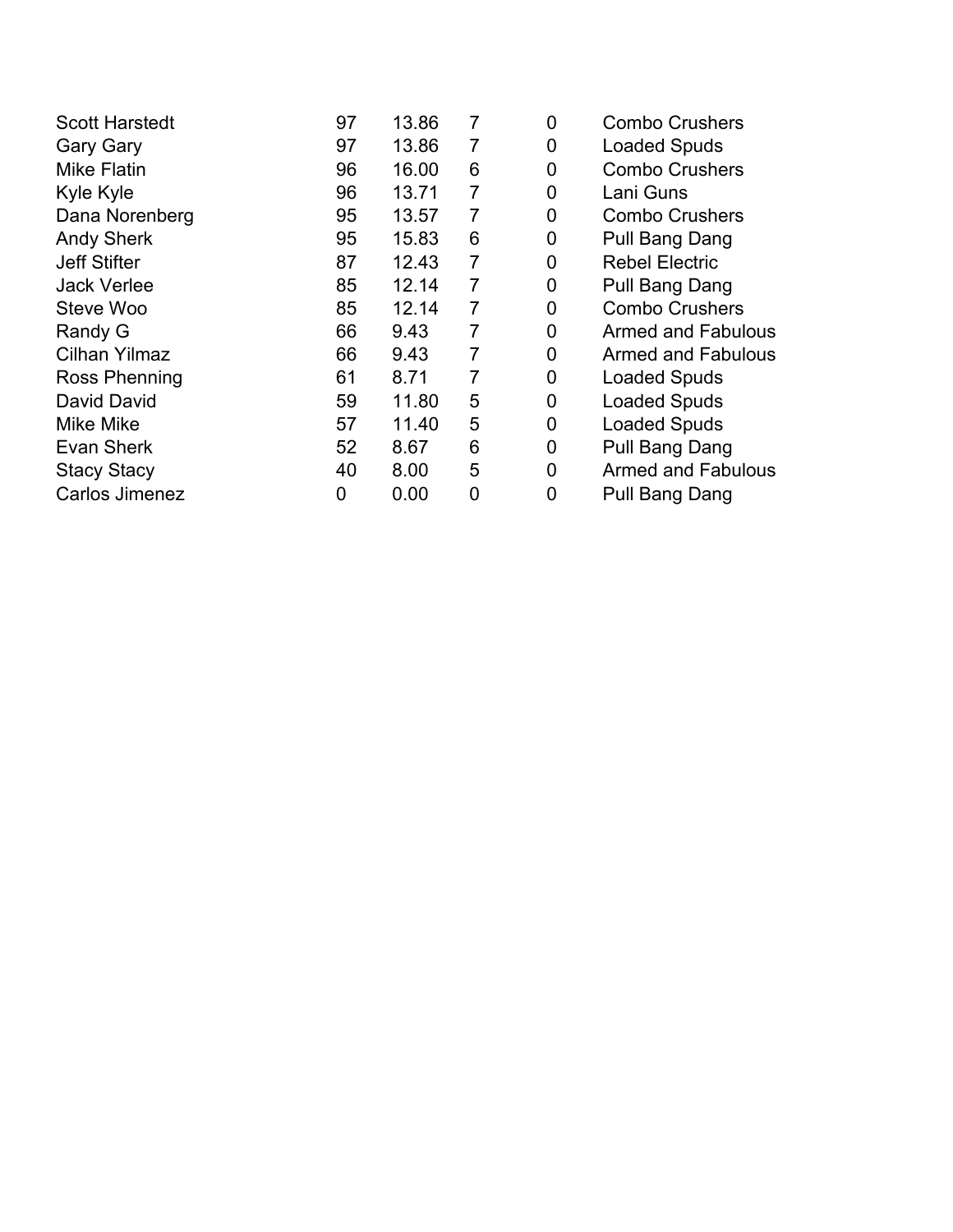| | | | | | |
|---|---|---|---|---|---|
| Scott Harstedt | 97 | 13.86 | 7 | 0 | Combo Crushers |
| Gary Gary | 97 | 13.86 | 7 | 0 | Loaded Spuds |
| Mike Flatin | 96 | 16.00 | 6 | 0 | Combo Crushers |
| Kyle Kyle | 96 | 13.71 | 7 | 0 | Lani Guns |
| Dana Norenberg | 95 | 13.57 | 7 | 0 | Combo Crushers |
| Andy Sherk | 95 | 15.83 | 6 | 0 | Pull Bang Dang |
| Jeff Stifter | 87 | 12.43 | 7 | 0 | Rebel Electric |
| Jack Verlee | 85 | 12.14 | 7 | 0 | Pull Bang Dang |
| Steve Woo | 85 | 12.14 | 7 | 0 | Combo Crushers |
| Randy G | 66 | 9.43 | 7 | 0 | Armed and Fabulous |
| Cilhan Yilmaz | 66 | 9.43 | 7 | 0 | Armed and Fabulous |
| Ross Phenning | 61 | 8.71 | 7 | 0 | Loaded Spuds |
| David David | 59 | 11.80 | 5 | 0 | Loaded Spuds |
| Mike Mike | 57 | 11.40 | 5 | 0 | Loaded Spuds |
| Evan Sherk | 52 | 8.67 | 6 | 0 | Pull Bang Dang |
| Stacy Stacy | 40 | 8.00 | 5 | 0 | Armed and Fabulous |
| Carlos Jimenez | 0 | 0.00 | 0 | 0 | Pull Bang Dang |